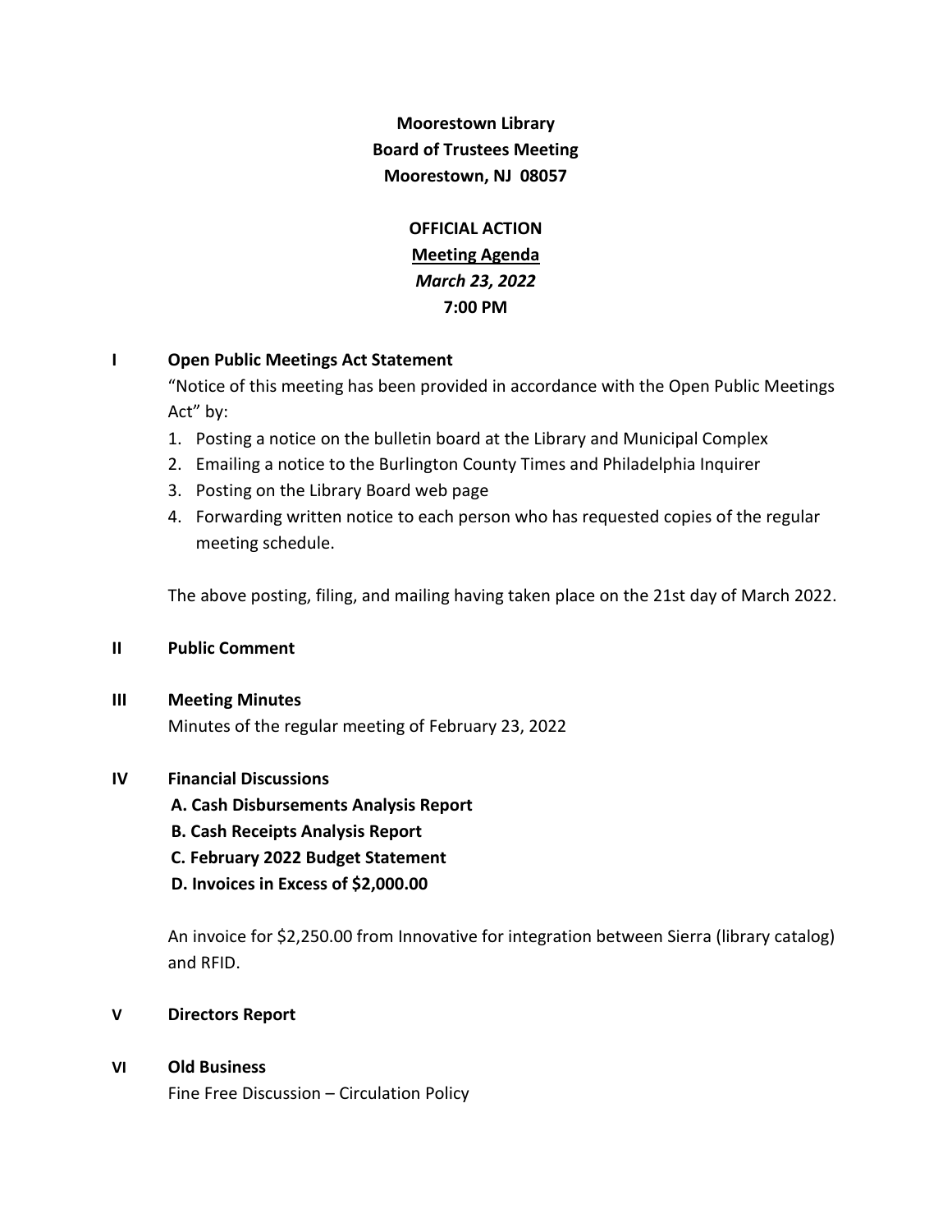**Moorestown Library**
**Board of Trustees Meeting**
**Moorestown, NJ 08057**

**OFFICIAL ACTION**
**Meeting Agenda**
*March 23, 2022*
**7:00 PM**

## I Open Public Meetings Act Statement

"Notice of this meeting has been provided in accordance with the Open Public Meetings Act" by:

1. Posting a notice on the bulletin board at the Library and Municipal Complex
2. Emailing a notice to the Burlington County Times and Philadelphia Inquirer
3. Posting on the Library Board web page
4. Forwarding written notice to each person who has requested copies of the regular meeting schedule.

The above posting, filing, and mailing having taken place on the 21st day of March 2022.

## II Public Comment

## III Meeting Minutes

Minutes of the regular meeting of February 23, 2022

## IV Financial Discussions

**A. Cash Disbursements Analysis Report**
**B. Cash Receipts Analysis Report**
**C. February 2022 Budget Statement**
**D. Invoices in Excess of $2,000.00**

An invoice for $2,250.00 from Innovative for integration between Sierra (library catalog) and RFID.

## V Directors Report

## VI Old Business

Fine Free Discussion – Circulation Policy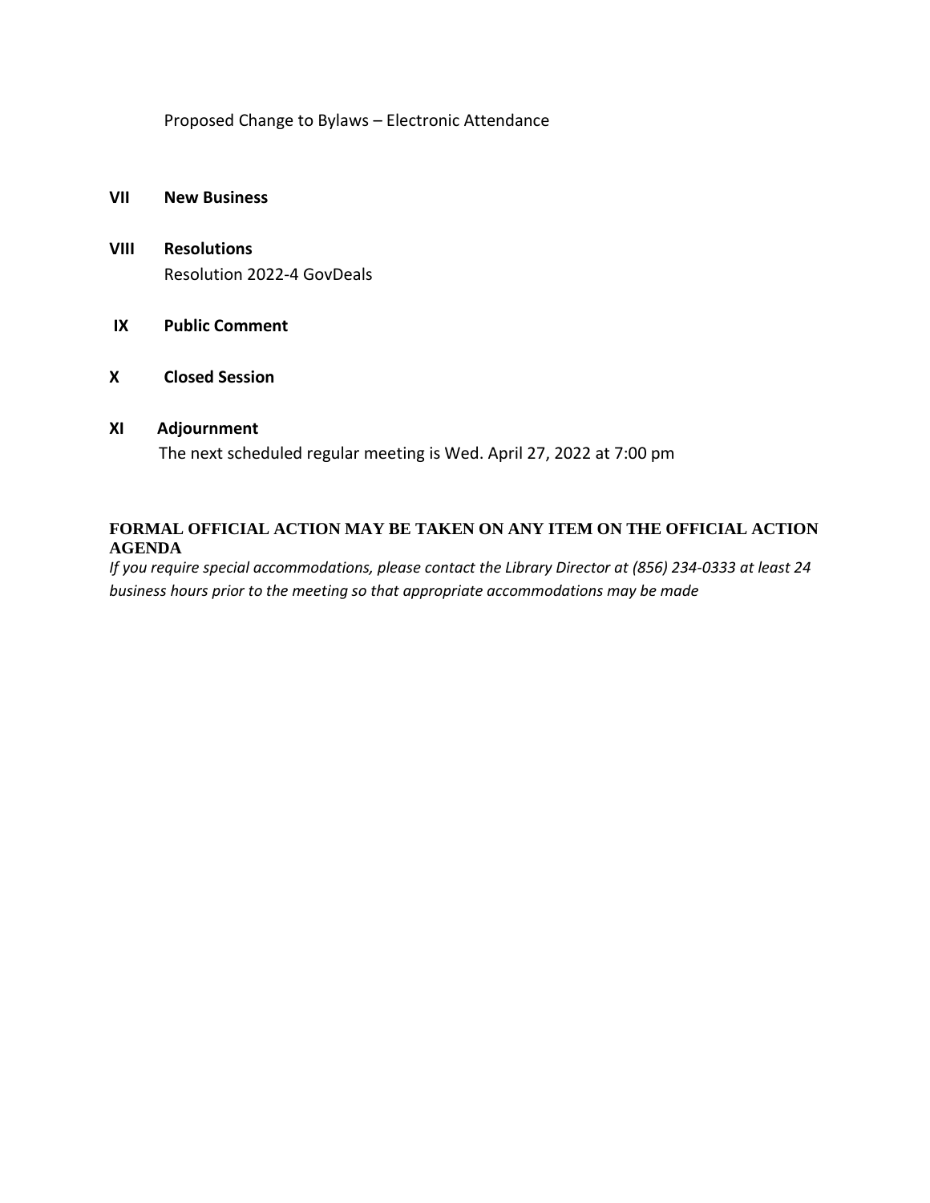Proposed Change to Bylaws – Electronic Attendance

**VII New Business**

**VIII Resolutions**

Resolution 2022-4 GovDeals

**IX Public Comment**

**X Closed Session**

**XI Adjournment**

The next scheduled regular meeting is Wed. April 27, 2022 at 7:00 pm

**FORMAL OFFICIAL ACTION MAY BE TAKEN ON ANY ITEM ON THE OFFICIAL ACTION AGENDA**

*If you require special accommodations, please contact the Library Director at (856) 234-0333 at least 24 business hours prior to the meeting so that appropriate accommodations may be made*